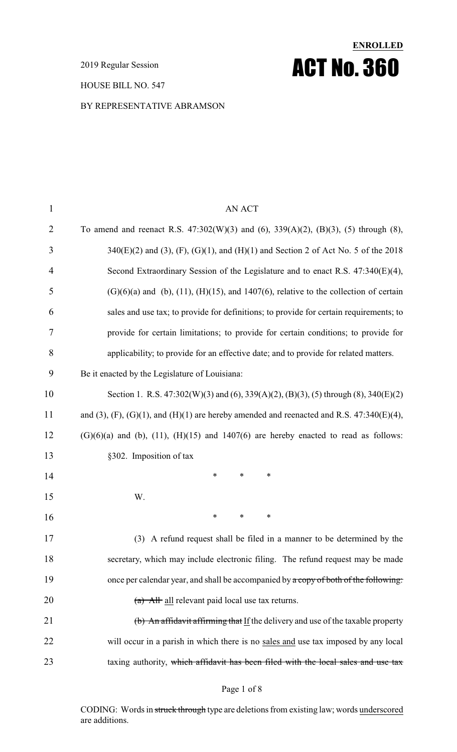**ENROLLED**

2019 Regular Session

# ACT No. 360

HOUSE BILL NO. 547

BY REPRESENTATIVE ABRAMSON

AN ACT

To amend and reenact R.S. 47:302(W)(3) and (6), 339(A)(2), (B)(3), (5) through (8), 340(E)(2) and (3), (F), (G)(1), and (H)(1) and Section 2 of Act No. 5 of the 2018 Second Extraordinary Session of the Legislature and to enact R.S. 47:340(E)(4), (G)(6)(a) and (b), (11), (H)(15), and 1407(6), relative to the collection of certain sales and use tax; to provide for definitions; to provide for certain requirements; to provide for certain limitations; to provide for certain conditions; to provide for applicability; to provide for an effective date; and to provide for related matters.

Be it enacted by the Legislature of Louisiana:

Section 1. R.S. 47:302(W)(3) and (6), 339(A)(2), (B)(3), (5) through (8), 340(E)(2) and (3), (F), (G)(1), and (H)(1) are hereby amended and reenacted and R.S. 47:340(E)(4), (G)(6)(a) and (b), (11), (H)(15) and 1407(6) are hereby enacted to read as follows:

§302. Imposition of tax

\* \* \*

W.

\* \* \*

(3) A refund request shall be filed in a manner to be determined by the secretary, which may include electronic filing. The refund request may be made once per calendar year, and shall be accompanied by ~~a copy of both of the following:~~

~~(a) All~~ all relevant paid local use tax returns.

~~(b) An affidavit affirming that~~ If the delivery and use of the taxable property will occur in a parish in which there is no sales and use tax imposed by any local taxing authority, ~~which affidavit has been filed with the local sales and use tax~~

CODING: Words in ~~struck through~~ type are deletions from existing law; words underscored are additions.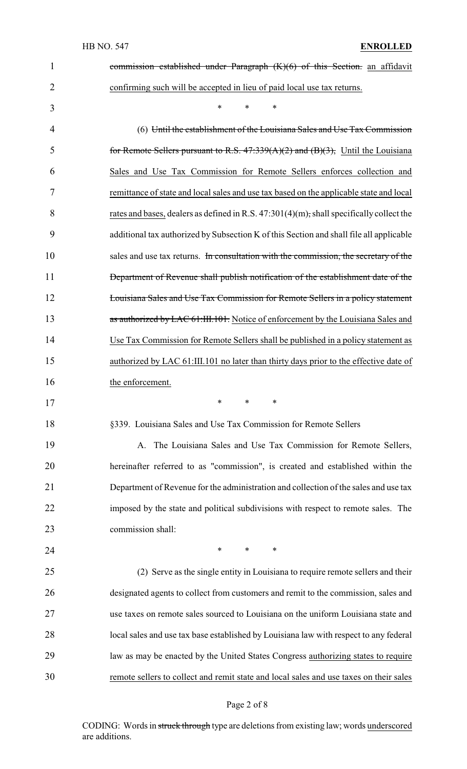~~commission established under Paragraph (K)(6) of this Section.~~ <u>an affidavit confirming such will be accepted in lieu of paid local use tax returns.</u>

\* \* \*

(6) ~~Until the establishment of the Louisiana Sales and Use Tax Commission for Remote Sellers pursuant to R.S. 47:339(A)(2) and (B)(3),~~ <u>Until the Louisiana Sales and Use Tax Commission for Remote Sellers enforces collection and remittance of state and local sales and use tax based on the applicable state and local rates and bases,</u> dealers as defined in R.S. 47:301(4)(m)~~,~~ shall specifically collect the additional tax authorized by Subsection K of this Section and shall file all applicable sales and use tax returns. ~~In consultation with the commission, the secretary of the Department of Revenue shall publish notification of the establishment date of the Louisiana Sales and Use Tax Commission for Remote Sellers in a policy statement as authorized by LAC 61:III.101.~~ <u>Notice of enforcement by the Louisiana Sales and Use Tax Commission for Remote Sellers shall be published in a policy statement as authorized by LAC 61:III.101 no later than thirty days prior to the effective date of the enforcement.</u>

\* \* \*

§339. Louisiana Sales and Use Tax Commission for Remote Sellers

A. The Louisiana Sales and Use Tax Commission for Remote Sellers, hereinafter referred to as "commission", is created and established within the Department of Revenue for the administration and collection of the sales and use tax imposed by the state and political subdivisions with respect to remote sales. The commission shall:

\* \* \*

(2) Serve as the single entity in Louisiana to require remote sellers and their designated agents to collect from customers and remit to the commission, sales and use taxes on remote sales sourced to Louisiana on the uniform Louisiana state and local sales and use tax base established by Louisiana law with respect to any federal law as may be enacted by the United States Congress <u>authorizing states to require remote sellers to collect and remit state and local sales and use taxes on their sales</u>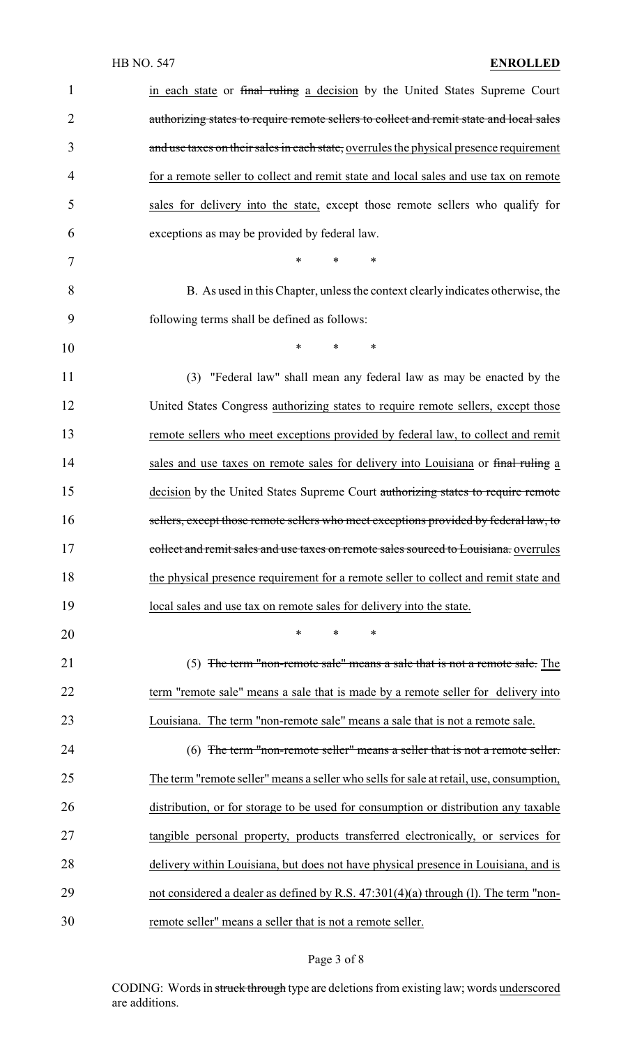in each state or ~~final ruling~~ a decision by the United States Supreme Court ~~authorizing states to require remote sellers to collect and remit state and local sales and use taxes on their sales in each state,~~ overrules the physical presence requirement for a remote seller to collect and remit state and local sales and use tax on remote sales for delivery into the state, except those remote sellers who qualify for exceptions as may be provided by federal law.

\* \* \*

B. As used in this Chapter, unless the context clearly indicates otherwise, the following terms shall be defined as follows:

\* \* \*

(3) "Federal law" shall mean any federal law as may be enacted by the United States Congress authorizing states to require remote sellers, except those remote sellers who meet exceptions provided by federal law, to collect and remit sales and use taxes on remote sales for delivery into Louisiana or ~~final ruling~~ a decision by the United States Supreme Court ~~authorizing states to require remote sellers, except those remote sellers who meet exceptions provided by federal law, to collect and remit sales and use taxes on remote sales sourced to Louisiana.~~ overrules the physical presence requirement for a remote seller to collect and remit state and local sales and use tax on remote sales for delivery into the state.

\* \* \*

(5) ~~The term "non-remote sale" means a sale that is not a remote sale.~~ The term "remote sale" means a sale that is made by a remote seller for delivery into Louisiana. The term "non-remote sale" means a sale that is not a remote sale.

(6) ~~The term "non-remote seller" means a seller that is not a remote seller.~~ The term "remote seller" means a seller who sells for sale at retail, use, consumption, distribution, or for storage to be used for consumption or distribution any taxable tangible personal property, products transferred electronically, or services for delivery within Louisiana, but does not have physical presence in Louisiana, and is not considered a dealer as defined by R.S. 47:301(4)(a) through (l). The term "non-remote seller" means a seller that is not a remote seller.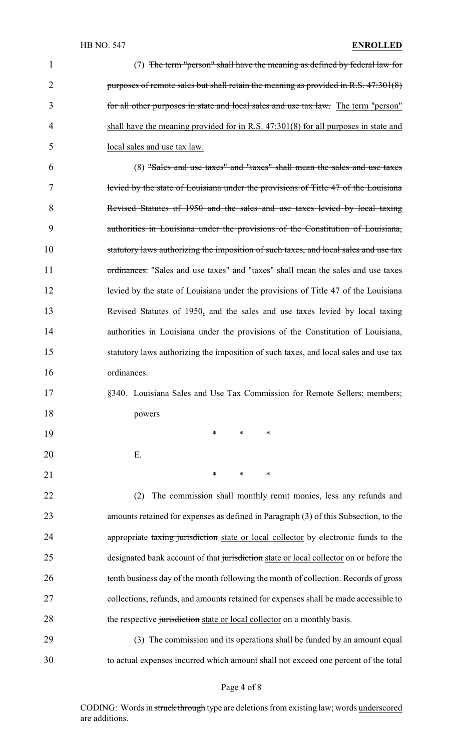(7) ~~The term "person" shall have the meaning as defined by federal law for purposes of remote sales but shall retain the meaning as provided in R.S. 47:301(8) for all other purposes in state and local sales and use tax law.~~ <u>The term "person" shall have the meaning provided for in R.S. 47:301(8) for all purposes in state and local sales and use tax law.</u>

(8) ~~"Sales and use taxes" and "taxes" shall mean the sales and use taxes levied by the state of Louisiana under the provisions of Title 47 of the Louisiana Revised Statutes of 1950 and the sales and use taxes levied by local taxing authorities in Louisiana under the provisions of the Constitution of Louisiana, statutory laws authorizing the imposition of such taxes, and local sales and use tax ordinances.~~ "Sales and use taxes" and "taxes" shall mean the sales and use taxes levied by the state of Louisiana under the provisions of Title 47 of the Louisiana Revised Statutes of 1950<u>,</u> and the sales and use taxes levied by local taxing authorities in Louisiana under the provisions of the Constitution of Louisiana, statutory laws authorizing the imposition of such taxes, and local sales and use tax ordinances.

§340. Louisiana Sales and Use Tax Commission for Remote Sellers; members; powers

\* \* \*

E.

\* \* \*

(2) The commission shall monthly remit monies, less any refunds and amounts retained for expenses as defined in Paragraph (3) of this Subsection, to the appropriate ~~taxing jurisdiction~~ <u>state or local collector</u> by electronic funds to the designated bank account of that ~~jurisdiction~~ <u>state or local collector</u> on or before the tenth business day of the month following the month of collection. Records of gross collections, refunds, and amounts retained for expenses shall be made accessible to the respective ~~jurisdiction~~ <u>state or local collector</u> on a monthly basis.

(3) The commission and its operations shall be funded by an amount equal to actual expenses incurred which amount shall not exceed one percent of the total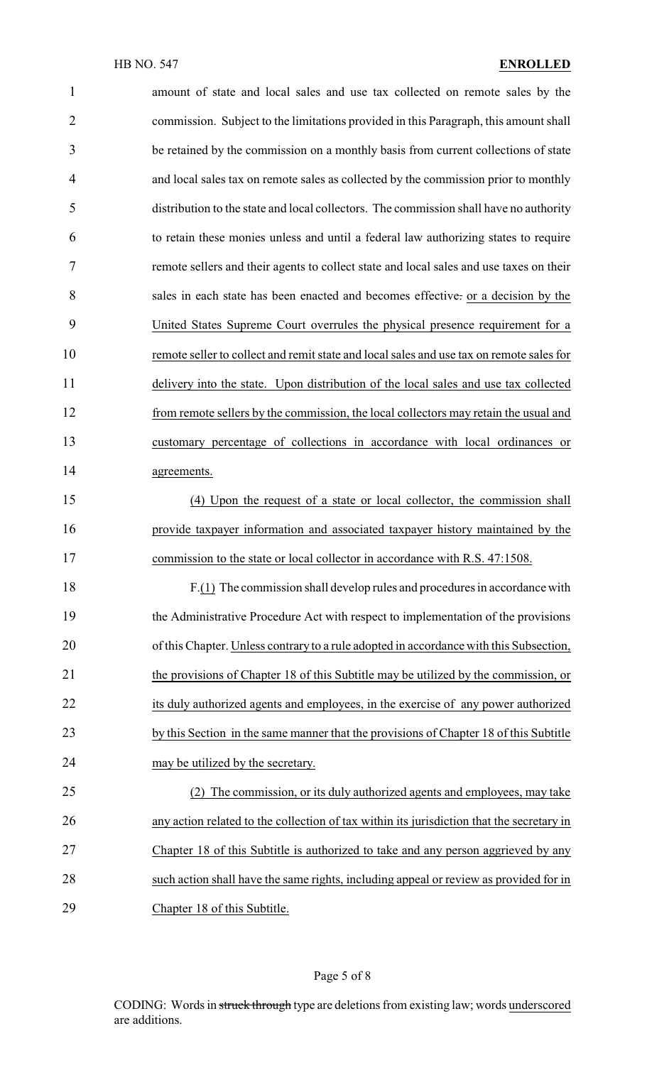amount of state and local sales and use tax collected on remote sales by the commission. Subject to the limitations provided in this Paragraph, this amount shall be retained by the commission on a monthly basis from current collections of state and local sales tax on remote sales as collected by the commission prior to monthly distribution to the state and local collectors. The commission shall have no authority to retain these monies unless and until a federal law authorizing states to require remote sellers and their agents to collect state and local sales and use taxes on their sales in each state has been enacted and becomes effective~~.~~ or a decision by the United States Supreme Court overrules the physical presence requirement for a remote seller to collect and remit state and local sales and use tax on remote sales for delivery into the state. Upon distribution of the local sales and use tax collected from remote sellers by the commission, the local collectors may retain the usual and customary percentage of collections in accordance with local ordinances or agreements.

(4) Upon the request of a state or local collector, the commission shall provide taxpayer information and associated taxpayer history maintained by the commission to the state or local collector in accordance with R.S. 47:1508.

F.(1) The commission shall develop rules and procedures in accordance with the Administrative Procedure Act with respect to implementation of the provisions of this Chapter. Unless contrary to a rule adopted in accordance with this Subsection, the provisions of Chapter 18 of this Subtitle may be utilized by the commission, or its duly authorized agents and employees, in the exercise of any power authorized by this Section in the same manner that the provisions of Chapter 18 of this Subtitle may be utilized by the secretary.

(2) The commission, or its duly authorized agents and employees, may take any action related to the collection of tax within its jurisdiction that the secretary in Chapter 18 of this Subtitle is authorized to take and any person aggrieved by any such action shall have the same rights, including appeal or review as provided for in Chapter 18 of this Subtitle.

CODING: Words in ~~struck through~~ type are deletions from existing law; words underscored are additions.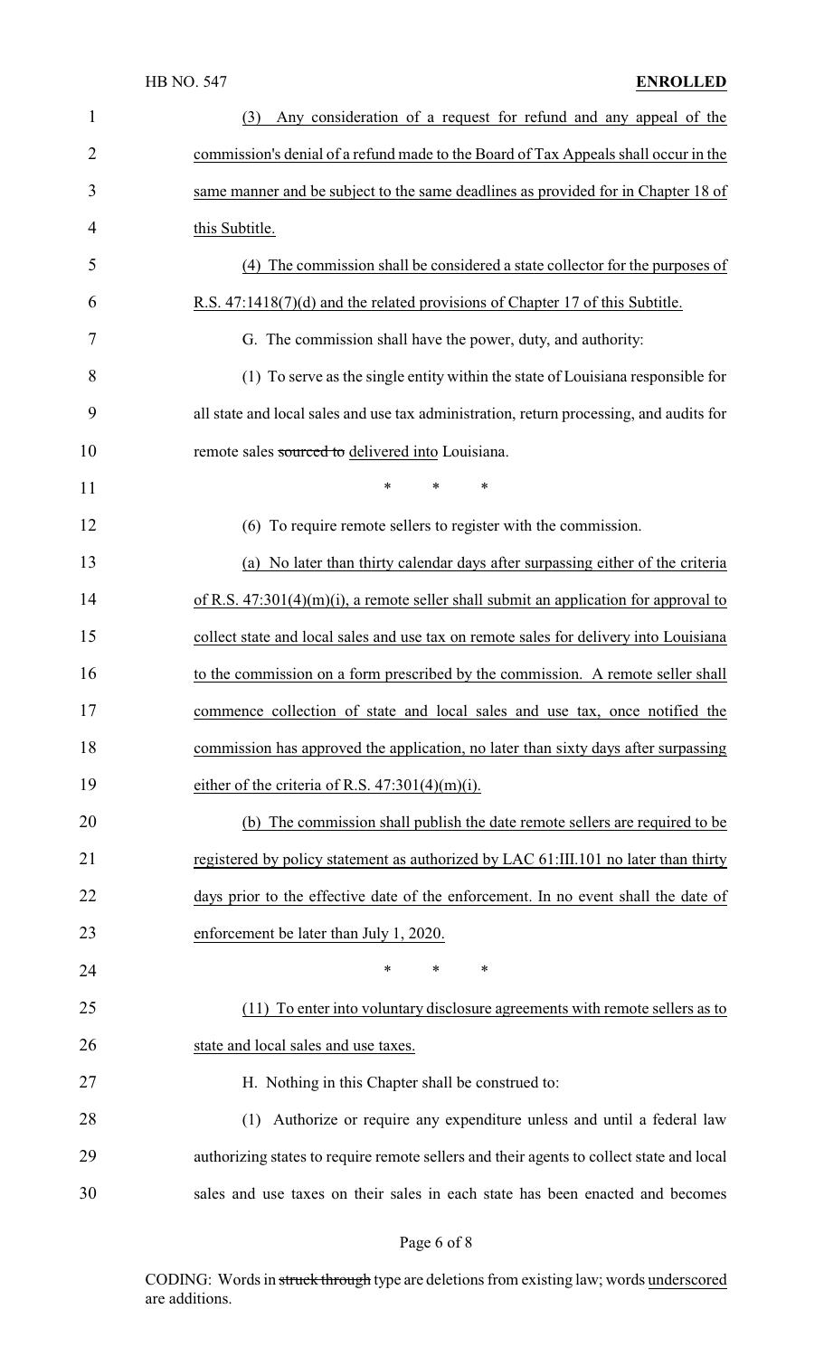(3) Any consideration of a request for refund and any appeal of the commission's denial of a refund made to the Board of Tax Appeals shall occur in the same manner and be subject to the same deadlines as provided for in Chapter 18 of this Subtitle.

(4) The commission shall be considered a state collector for the purposes of R.S. 47:1418(7)(d) and the related provisions of Chapter 17 of this Subtitle.

G. The commission shall have the power, duty, and authority:

(1) To serve as the single entity within the state of Louisiana responsible for all state and local sales and use tax administration, return processing, and audits for remote sales ~~sourced to~~ delivered into Louisiana.

\* \* \*

(6) To require remote sellers to register with the commission.

(a) No later than thirty calendar days after surpassing either of the criteria of R.S. 47:301(4)(m)(i), a remote seller shall submit an application for approval to collect state and local sales and use tax on remote sales for delivery into Louisiana to the commission on a form prescribed by the commission. A remote seller shall commence collection of state and local sales and use tax, once notified the commission has approved the application, no later than sixty days after surpassing either of the criteria of R.S. 47:301(4)(m)(i).

(b) The commission shall publish the date remote sellers are required to be registered by policy statement as authorized by LAC 61:III.101 no later than thirty days prior to the effective date of the enforcement. In no event shall the date of enforcement be later than July 1, 2020.

\* \* \*

(11) To enter into voluntary disclosure agreements with remote sellers as to state and local sales and use taxes.

H. Nothing in this Chapter shall be construed to:

(1) Authorize or require any expenditure unless and until a federal law authorizing states to require remote sellers and their agents to collect state and local sales and use taxes on their sales in each state has been enacted and becomes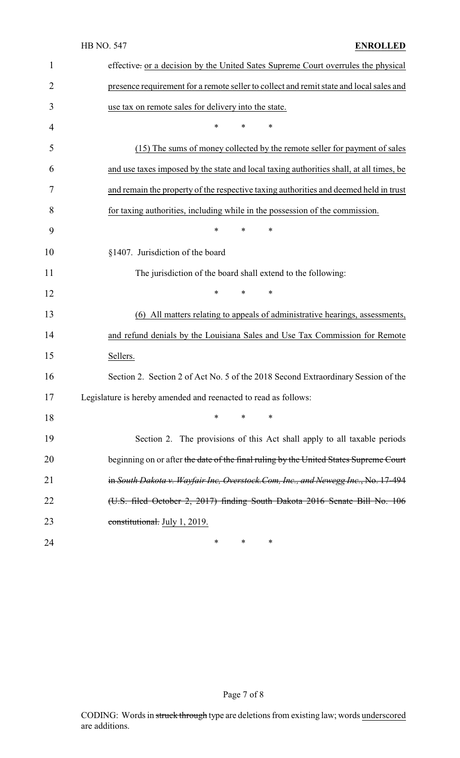effective. or a decision by the United Sates Supreme Court overrules the physical presence requirement for a remote seller to collect and remit state and local sales and use tax on remote sales for delivery into the state.

\* \* \*

(15) The sums of money collected by the remote seller for payment of sales and use taxes imposed by the state and local taxing authorities shall, at all times, be and remain the property of the respective taxing authorities and deemed held in trust for taxing authorities, including while in the possession of the commission.

\* \* \*

§1407. Jurisdiction of the board

The jurisdiction of the board shall extend to the following:

\* \* \*

(6) All matters relating to appeals of administrative hearings, assessments, and refund denials by the Louisiana Sales and Use Tax Commission for Remote Sellers.

Section 2. Section 2 of Act No. 5 of the 2018 Second Extraordinary Session of the Legislature is hereby amended and reenacted to read as follows:

\* \* \*

Section 2. The provisions of this Act shall apply to all taxable periods beginning on or after ~~the date of the final ruling by the United States Supreme Court in *South Dakota v. Wayfair Inc, Overstock.Com, Inc., and Newegg Inc.*, No. 17-494 (U.S. filed October 2, 2017) finding South Dakota 2016 Senate Bill No. 106 constitutional.~~ July 1, 2019.

\* \* \*

CODING: Words in ~~struck through~~ type are deletions from existing law; words underscored are additions.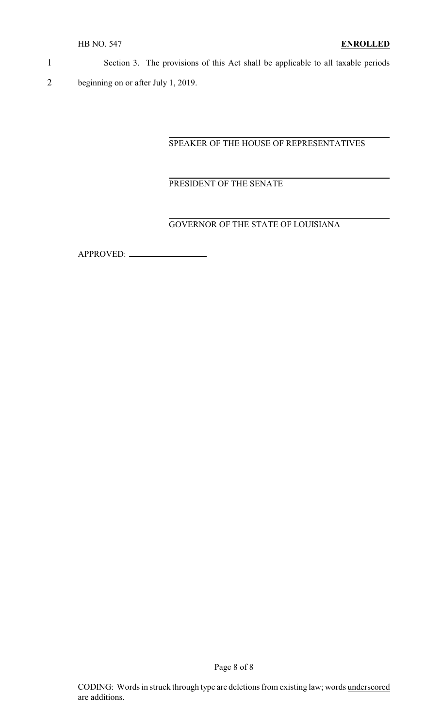Section 3. The provisions of this Act shall be applicable to all taxable periods beginning on or after July 1, 2019.

SPEAKER OF THE HOUSE OF REPRESENTATIVES

PRESIDENT OF THE SENATE

GOVERNOR OF THE STATE OF LOUISIANA

APPROVED: \_\_\_\_\_\_\_\_\_\_\_\_\_\_\_\_\_\_

CODING: Words in ~~struck through~~ type are deletions from existing law; words underscored are additions.